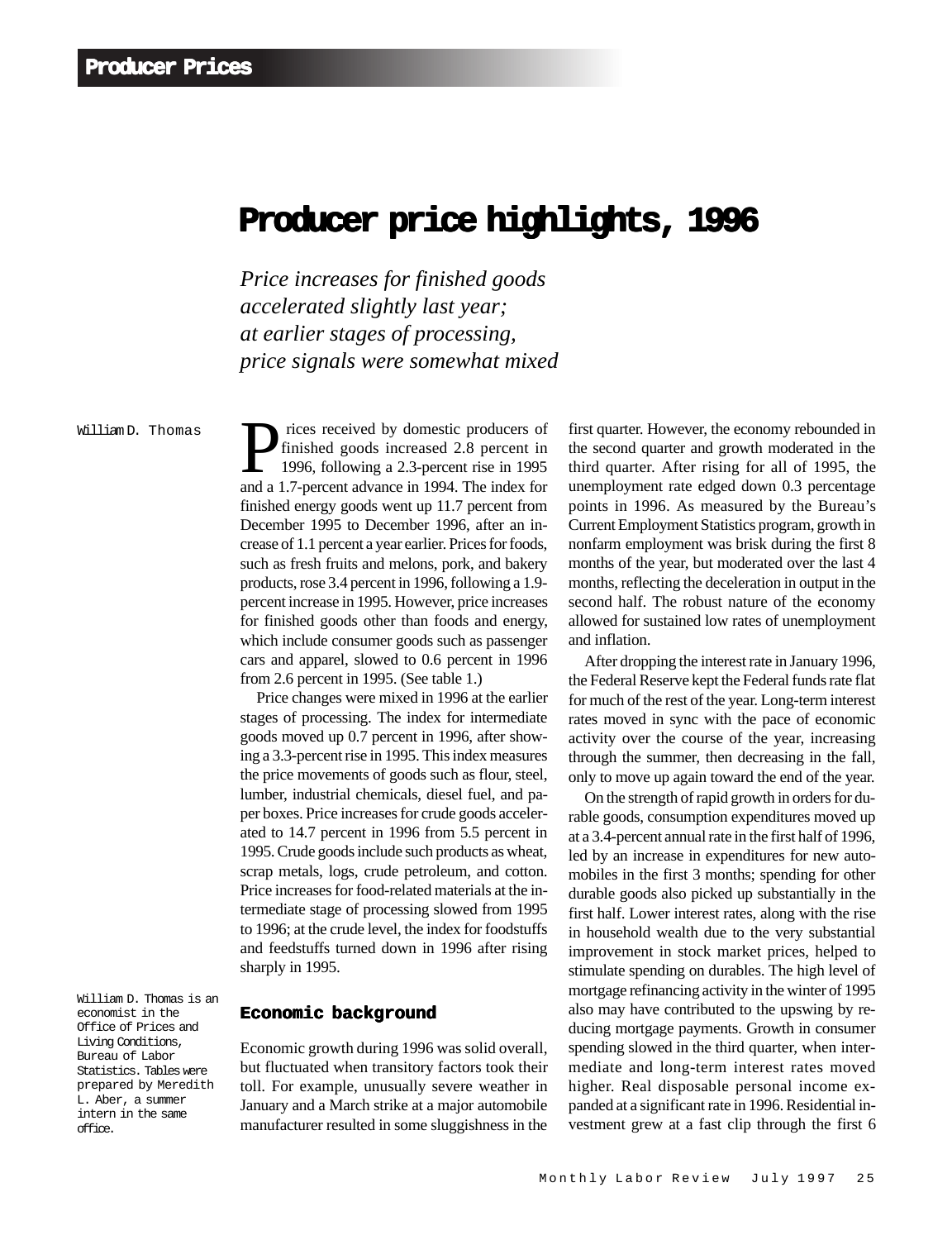# Producer price highlights, 1996

*Price increases for finished goods accelerated slightly last year; at earlier stages of processing, price signals were somewhat mixed*

William D. Thomas

Prices received by domestic producers of finished goods increased 2.8 percent in 1996, following a 2.3-percent rise in 1995 and a 1.7-percent advance in 1994. The index for finished energy goods went up 11.7 percent from December 1995 to December 1996, after an increase of 1.1 percent a year earlier. Prices for foods, such as fresh fruits and melons, pork, and bakery products, rose 3.4 percent in 1996, following a 1.9-percent increase in 1995. However, price increases for finished goods other than foods and energy, which include consumer goods such as passenger cars and apparel, slowed to 0.6 percent in 1996 from 2.6 percent in 1995. (See table 1.)

Price changes were mixed in 1996 at the earlier stages of processing. The index for intermediate goods moved up 0.7 percent in 1996, after showing a 3.3-percent rise in 1995. This index measures the price movements of goods such as flour, steel, lumber, industrial chemicals, diesel fuel, and paper boxes. Price increases for crude goods accelerated to 14.7 percent in 1996 from 5.5 percent in 1995. Crude goods include such products as wheat, scrap metals, logs, crude petroleum, and cotton. Price increases for food-related materials at the intermediate stage of processing slowed from 1995 to 1996; at the crude level, the index for foodstuffs and feedstuffs turned down in 1996 after rising sharply in 1995.

William D. Thomas is an economist in the Office of Prices and Living Conditions, Bureau of Labor Statistics. Tables were prepared by Meredith L. Aber, a summer intern in the same office.

## Economic background

Economic growth during 1996 was solid overall, but fluctuated when transitory factors took their toll. For example, unusually severe weather in January and a March strike at a major automobile manufacturer resulted in some sluggishness in the first quarter. However, the economy rebounded in the second quarter and growth moderated in the third quarter. After rising for all of 1995, the unemployment rate edged down 0.3 percentage points in 1996. As measured by the Bureau's Current Employment Statistics program, growth in nonfarm employment was brisk during the first 8 months of the year, but moderated over the last 4 months, reflecting the deceleration in output in the second half. The robust nature of the economy allowed for sustained low rates of unemployment and inflation.

After dropping the interest rate in January 1996, the Federal Reserve kept the Federal funds rate flat for much of the rest of the year. Long-term interest rates moved in sync with the pace of economic activity over the course of the year, increasing through the summer, then decreasing in the fall, only to move up again toward the end of the year.

On the strength of rapid growth in orders for durable goods, consumption expenditures moved up at a 3.4-percent annual rate in the first half of 1996, led by an increase in expenditures for new automobiles in the first 3 months; spending for other durable goods also picked up substantially in the first half. Lower interest rates, along with the rise in household wealth due to the very substantial improvement in stock market prices, helped to stimulate spending on durables. The high level of mortgage refinancing activity in the winter of 1995 also may have contributed to the upswing by reducing mortgage payments. Growth in consumer spending slowed in the third quarter, when intermediate and long-term interest rates moved higher. Real disposable personal income expanded at a significant rate in 1996. Residential investment grew at a fast clip through the first 6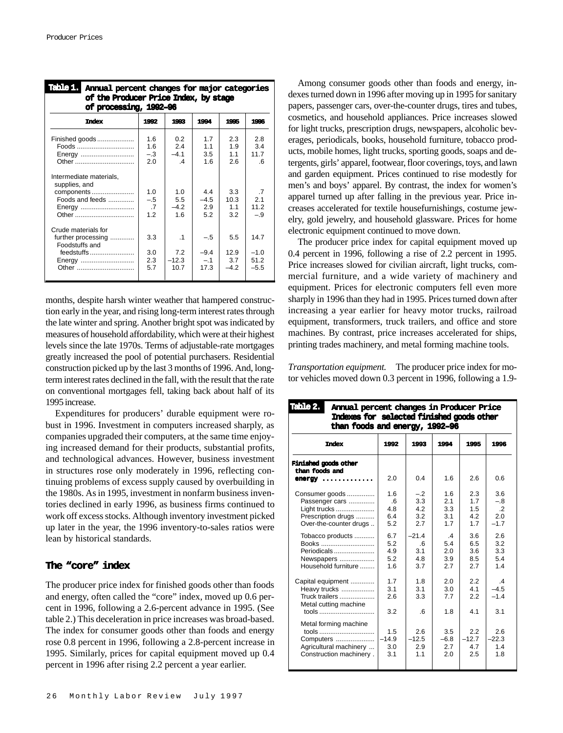**Table 1. Annual percent changes for major categories of the Producer Price Index, by stage of processing, 1992–96**

| Index | 1992 | 1993 | 1994 | 1995 | 1996 |
|---|---|---|---|---|---|
| Finished goods | 1.6 | 0.2 | 1.7 | 2.3 | 2.8 |
| Foods | 1.6 | 2.4 | 1.1 | 1.9 | 3.4 |
| Energy | –.3 | –4.1 | 3.5 | 1.1 | 11.7 |
| Other | 2.0 | .4 | 1.6 | 2.6 | .6 |
| Intermediate materials, supplies, and components | 1.0 | 1.0 | 4.4 | 3.3 | .7 |
| Foods and feeds | –.5 | 5.5 | –4.5 | 10.3 | 2.1 |
| Energy | .7 | –4.2 | 2.9 | 1.1 | 11.2 |
| Other | 1.2 | 1.6 | 5.2 | 3.2 | –.9 |
| Crude materials for further processing | 3.3 | .1 | –.5 | 5.5 | 14.7 |
| Foodstuffs and feedstuffs | 3.0 | 7.2 | –9.4 | 12.9 | –1.0 |
| Energy | 2.3 | –12.3 | –.1 | 3.7 | 51.2 |
| Other | 5.7 | 10.7 | 17.3 | –4.2 | –5.5 |

months, despite harsh winter weather that hampered construction early in the year, and rising long-term interest rates through the late winter and spring. Another bright spot was indicated by measures of household affordability, which were at their highest levels since the late 1970s. Terms of adjustable-rate mortgages greatly increased the pool of potential purchasers. Residential construction picked up by the last 3 months of 1996. And, long-term interest rates declined in the fall, with the result that the rate on conventional mortgages fell, taking back about half of its 1995 increase.

Expenditures for producers' durable equipment were robust in 1996. Investment in computers increased sharply, as companies upgraded their computers, at the same time enjoying increased demand for their products, substantial profits, and technological advances. However, business investment in structures rose only moderately in 1996, reflecting continuing problems of excess supply caused by overbuilding in the 1980s. As in 1995, investment in nonfarm business inventories declined in early 1996, as business firms continued to work off excess stocks. Although inventory investment picked up later in the year, the 1996 inventory-to-sales ratios were lean by historical standards.

## The "core" index

The producer price index for finished goods other than foods and energy, often called the "core" index, moved up 0.6 percent in 1996, following a 2.6-percent advance in 1995. (See table 2.) This deceleration in price increases was broad-based. The index for consumer goods other than foods and energy rose 0.8 percent in 1996, following a 2.8-percent increase in 1995. Similarly, prices for capital equipment moved up 0.4 percent in 1996 after rising 2.2 percent a year earlier.

Among consumer goods other than foods and energy, indexes turned down in 1996 after moving up in 1995 for sanitary papers, passenger cars, over-the-counter drugs, tires and tubes, cosmetics, and household appliances. Price increases slowed for light trucks, prescription drugs, newspapers, alcoholic beverages, periodicals, books, household furniture, tobacco products, mobile homes, light trucks, sporting goods, soaps and detergents, girls' apparel, footwear, floor coverings, toys, and lawn and garden equipment. Prices continued to rise modestly for men's and boys' apparel. By contrast, the index for women's apparel turned up after falling in the previous year. Price increases accelerated for textile housefurnishings, costume jewelry, gold jewelry, and household glassware. Prices for home electronic equipment continued to move down.

The producer price index for capital equipment moved up 0.4 percent in 1996, following a rise of 2.2 percent in 1995. Price increases slowed for civilian aircraft, light trucks, commercial furniture, and a wide variety of machinery and equipment. Prices for electronic computers fell even more sharply in 1996 than they had in 1995. Prices turned down after increasing a year earlier for heavy motor trucks, railroad equipment, transformers, truck trailers, and office and store machines. By contrast, price increases accelerated for ships, printing trades machinery, and metal forming machine tools.

*Transportation equipment.* The producer price index for motor vehicles moved down 0.3 percent in 1996, following a 1.9-

**Table 2. Annual percent changes in Producer Price Indexes for selected finished goods other than foods and energy, 1992–96**

| Index | 1992 | 1993 | 1994 | 1995 | 1996 |
|---|---|---|---|---|---|
| **Finished goods other than foods and energy** | 2.0 | 0.4 | 1.6 | 2.6 | 0.6 |
| Consumer goods | 1.6 | –.2 | 1.6 | 2.3 | 3.6 |
| Passenger cars | .6 | 3.3 | 2.1 | 1.7 | –.8 |
| Light trucks | 4.8 | 4.2 | 3.3 | 1.5 | .2 |
| Prescription drugs | 6.4 | 3.2 | 3.1 | 4.2 | 2.0 |
| Over-the-counter drugs | 5.2 | 2.7 | 1.7 | 1.7 | –1.7 |
| Tobacco products | 6.7 | –21.4 | .4 | 3.6 | 2.6 |
| Books | 5.2 | .6 | 5.4 | 6.5 | 3.2 |
| Periodicals | 4.9 | 3.1 | 2.0 | 3.6 | 3.3 |
| Newspapers | 5.2 | 4.8 | 3.9 | 8.5 | 5.4 |
| Household furniture | 1.6 | 3.7 | 2.7 | 2.7 | 1.4 |
| Capital equipment | 1.7 | 1.8 | 2.0 | 2.2 | .4 |
| Heavy trucks | 3.1 | 3.1 | 3.0 | 4.1 | –4.5 |
| Truck trailers | 2.6 | 3.3 | 7.7 | 2.2 | –1.4 |
| Metal cutting machine tools | 3.2 | .6 | 1.8 | 4.1 | 3.1 |
| Metal forming machine tools | 1.5 | 2.6 | 3.5 | 2.2 | 2.6 |
| Computers | –14.9 | –12.5 | –6.8 | –12.7 | –22.3 |
| Agricultural machinery | 3.0 | 2.9 | 2.7 | 4.7 | 1.4 |
| Construction machinery | 3.1 | 1.1 | 2.0 | 2.5 | 1.8 |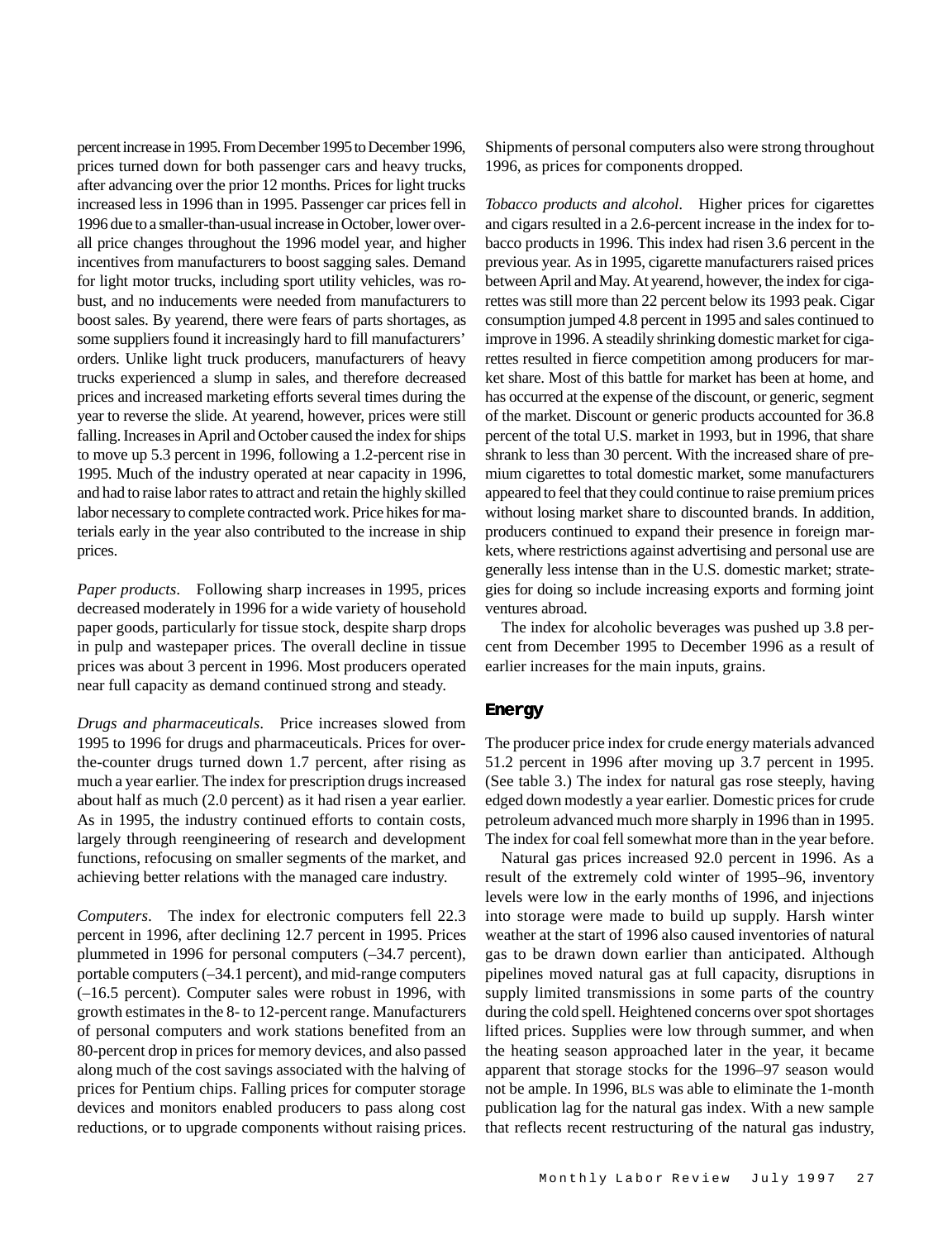percent increase in 1995. From December 1995 to December 1996, prices turned down for both passenger cars and heavy trucks, after advancing over the prior 12 months. Prices for light trucks increased less in 1996 than in 1995. Passenger car prices fell in 1996 due to a smaller-than-usual increase in October, lower overall price changes throughout the 1996 model year, and higher incentives from manufacturers to boost sagging sales. Demand for light motor trucks, including sport utility vehicles, was robust, and no inducements were needed from manufacturers to boost sales. By yearend, there were fears of parts shortages, as some suppliers found it increasingly hard to fill manufacturers' orders. Unlike light truck producers, manufacturers of heavy trucks experienced a slump in sales, and therefore decreased prices and increased marketing efforts several times during the year to reverse the slide. At yearend, however, prices were still falling. Increases in April and October caused the index for ships to move up 5.3 percent in 1996, following a 1.2-percent rise in 1995. Much of the industry operated at near capacity in 1996, and had to raise labor rates to attract and retain the highly skilled labor necessary to complete contracted work. Price hikes for materials early in the year also contributed to the increase in ship prices.

*Paper products*. Following sharp increases in 1995, prices decreased moderately in 1996 for a wide variety of household paper goods, particularly for tissue stock, despite sharp drops in pulp and wastepaper prices. The overall decline in tissue prices was about 3 percent in 1996. Most producers operated near full capacity as demand continued strong and steady.

*Drugs and pharmaceuticals*. Price increases slowed from 1995 to 1996 for drugs and pharmaceuticals. Prices for over-the-counter drugs turned down 1.7 percent, after rising as much a year earlier. The index for prescription drugs increased about half as much (2.0 percent) as it had risen a year earlier. As in 1995, the industry continued efforts to contain costs, largely through reengineering of research and development functions, refocusing on smaller segments of the market, and achieving better relations with the managed care industry.

*Computers*. The index for electronic computers fell 22.3 percent in 1996, after declining 12.7 percent in 1995. Prices plummeted in 1996 for personal computers (–34.7 percent), portable computers (–34.1 percent), and mid-range computers (–16.5 percent). Computer sales were robust in 1996, with growth estimates in the 8- to 12-percent range. Manufacturers of personal computers and work stations benefited from an 80-percent drop in prices for memory devices, and also passed along much of the cost savings associated with the halving of prices for Pentium chips. Falling prices for computer storage devices and monitors enabled producers to pass along cost reductions, or to upgrade components without raising prices. Shipments of personal computers also were strong throughout 1996, as prices for components dropped.

*Tobacco products and alcohol*. Higher prices for cigarettes and cigars resulted in a 2.6-percent increase in the index for tobacco products in 1996. This index had risen 3.6 percent in the previous year. As in 1995, cigarette manufacturers raised prices between April and May. At yearend, however, the index for cigarettes was still more than 22 percent below its 1993 peak. Cigar consumption jumped 4.8 percent in 1995 and sales continued to improve in 1996. A steadily shrinking domestic market for cigarettes resulted in fierce competition among producers for market share. Most of this battle for market has been at home, and has occurred at the expense of the discount, or generic, segment of the market. Discount or generic products accounted for 36.8 percent of the total U.S. market in 1993, but in 1996, that share shrank to less than 30 percent. With the increased share of premium cigarettes to total domestic market, some manufacturers appeared to feel that they could continue to raise premium prices without losing market share to discounted brands. In addition, producers continued to expand their presence in foreign markets, where restrictions against advertising and personal use are generally less intense than in the U.S. domestic market; strategies for doing so include increasing exports and forming joint ventures abroad.

The index for alcoholic beverages was pushed up 3.8 percent from December 1995 to December 1996 as a result of earlier increases for the main inputs, grains.

## Energy

The producer price index for crude energy materials advanced 51.2 percent in 1996 after moving up 3.7 percent in 1995. (See table 3.) The index for natural gas rose steeply, having edged down modestly a year earlier. Domestic prices for crude petroleum advanced much more sharply in 1996 than in 1995. The index for coal fell somewhat more than in the year before.

Natural gas prices increased 92.0 percent in 1996. As a result of the extremely cold winter of 1995–96, inventory levels were low in the early months of 1996, and injections into storage were made to build up supply. Harsh winter weather at the start of 1996 also caused inventories of natural gas to be drawn down earlier than anticipated. Although pipelines moved natural gas at full capacity, disruptions in supply limited transmissions in some parts of the country during the cold spell. Heightened concerns over spot shortages lifted prices. Supplies were low through summer, and when the heating season approached later in the year, it became apparent that storage stocks for the 1996–97 season would not be ample. In 1996, BLS was able to eliminate the 1-month publication lag for the natural gas index. With a new sample that reflects recent restructuring of the natural gas industry,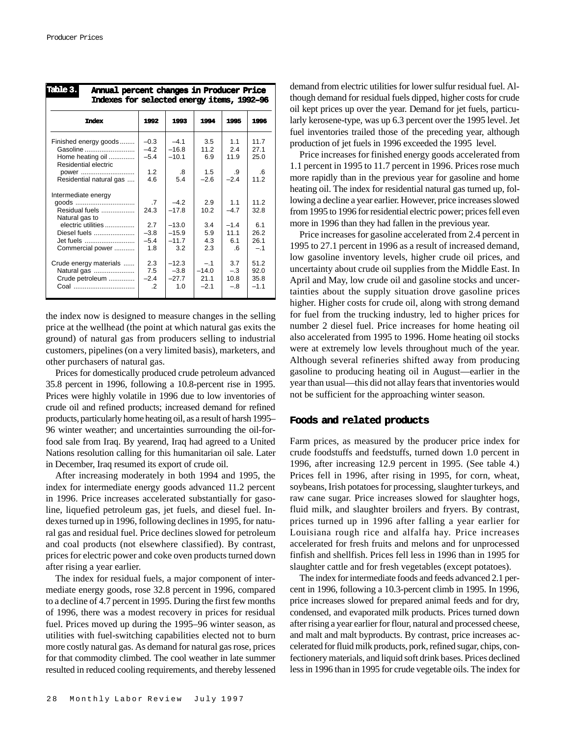**Table 3. Annual percent changes in Producer Price Indexes for selected energy items, 1992–96**

| Index | 1992 | 1993 | 1994 | 1995 | 1996 |
|---|---|---|---|---|---|
| Finished energy goods | –0.3 | –4.1 | 3.5 | 1.1 | 11.7 |
| Gasoline | –4.2 | –16.8 | 11.2 | 2.4 | 27.1 |
| Home heating oil | –5.4 | –10.1 | 6.9 | 11.9 | 25.0 |
| Residential electric power | 1.2 | .8 | 1.5 | .9 | .6 |
| Residential natural gas | 4.6 | 5.4 | –2.6 | –2.4 | 11.2 |
| Intermediate energy goods | .7 | –4.2 | 2.9 | 1.1 | 11.2 |
| Residual fuels | 24.3 | –17.8 | 10.2 | –4.7 | 32.8 |
| Natural gas to electric utilities | 2.7 | –13.0 | 3.4 | –1.4 | 6.1 |
| Diesel fuels | –3.8 | –15.9 | 5.9 | 11.1 | 26.2 |
| Jet fuels | –5.4 | –11.7 | 4.3 | 6.1 | 26.1 |
| Commercial power | 1.8 | 3.2 | 2.3 | .6 | –.1 |
| Crude energy materials | 2.3 | –12.3 | –.1 | 3.7 | 51.2 |
| Natural gas | 7.5 | –3.8 | –14.0 | –.3 | 92.0 |
| Crude petroleum | –2.4 | –27.7 | 21.1 | 10.8 | 35.8 |
| Coal | .2 | 1.0 | –2.1 | –.8 | –1.1 |

the index now is designed to measure changes in the selling price at the wellhead (the point at which natural gas exits the ground) of natural gas from producers selling to industrial customers, pipelines (on a very limited basis), marketers, and other purchasers of natural gas.

Prices for domestically produced crude petroleum advanced 35.8 percent in 1996, following a 10.8-percent rise in 1995. Prices were highly volatile in 1996 due to low inventories of crude oil and refined products; increased demand for refined products, particularly home heating oil, as a result of harsh 1995–96 winter weather; and uncertainties surrounding the oil-for-food sale from Iraq. By yearend, Iraq had agreed to a United Nations resolution calling for this humanitarian oil sale. Later in December, Iraq resumed its export of crude oil.

After increasing moderately in both 1994 and 1995, the index for intermediate energy goods advanced 11.2 percent in 1996. Price increases accelerated substantially for gasoline, liquefied petroleum gas, jet fuels, and diesel fuel. Indexes turned up in 1996, following declines in 1995, for natural gas and residual fuel. Price declines slowed for petroleum and coal products (not elsewhere classified). By contrast, prices for electric power and coke oven products turned down after rising a year earlier.

The index for residual fuels, a major component of intermediate energy goods, rose 32.8 percent in 1996, compared to a decline of 4.7 percent in 1995. During the first few months of 1996, there was a modest recovery in prices for residual fuel. Prices moved up during the 1995–96 winter season, as utilities with fuel-switching capabilities elected not to burn more costly natural gas. As demand for natural gas rose, prices for that commodity climbed. The cool weather in late summer resulted in reduced cooling requirements, and thereby lessened demand from electric utilities for lower sulfur residual fuel. Although demand for residual fuels dipped, higher costs for crude oil kept prices up over the year. Demand for jet fuels, particularly kerosene-type, was up 6.3 percent over the 1995 level. Jet fuel inventories trailed those of the preceding year, although production of jet fuels in 1996 exceeded the 1995 level.

Price increases for finished energy goods accelerated from 1.1 percent in 1995 to 11.7 percent in 1996. Prices rose much more rapidly than in the previous year for gasoline and home heating oil. The index for residential natural gas turned up, following a decline a year earlier. However, price increases slowed from 1995 to 1996 for residential electric power; prices fell even more in 1996 than they had fallen in the previous year.

Price increases for gasoline accelerated from 2.4 percent in 1995 to 27.1 percent in 1996 as a result of increased demand, low gasoline inventory levels, higher crude oil prices, and uncertainty about crude oil supplies from the Middle East. In April and May, low crude oil and gasoline stocks and uncertainties about the supply situation drove gasoline prices higher. Higher costs for crude oil, along with strong demand for fuel from the trucking industry, led to higher prices for number 2 diesel fuel. Price increases for home heating oil also accelerated from 1995 to 1996. Home heating oil stocks were at extremely low levels throughout much of the year. Although several refineries shifted away from producing gasoline to producing heating oil in August—earlier in the year than usual—this did not allay fears that inventories would not be sufficient for the approaching winter season.

## Foods and related products

Farm prices, as measured by the producer price index for crude foodstuffs and feedstuffs, turned down 1.0 percent in 1996, after increasing 12.9 percent in 1995. (See table 4.) Prices fell in 1996, after rising in 1995, for corn, wheat, soybeans, Irish potatoes for processing, slaughter turkeys, and raw cane sugar. Price increases slowed for slaughter hogs, fluid milk, and slaughter broilers and fryers. By contrast, prices turned up in 1996 after falling a year earlier for Louisiana rough rice and alfalfa hay. Price increases accelerated for fresh fruits and melons and for unprocessed finfish and shellfish. Prices fell less in 1996 than in 1995 for slaughter cattle and for fresh vegetables (except potatoes).

The index for intermediate foods and feeds advanced 2.1 percent in 1996, following a 10.3-percent climb in 1995. In 1996, price increases slowed for prepared animal feeds and for dry, condensed, and evaporated milk products. Prices turned down after rising a year earlier for flour, natural and processed cheese, and malt and malt byproducts. By contrast, price increases accelerated for fluid milk products, pork, refined sugar, chips, confectionery materials, and liquid soft drink bases. Prices declined less in 1996 than in 1995 for crude vegetable oils. The index for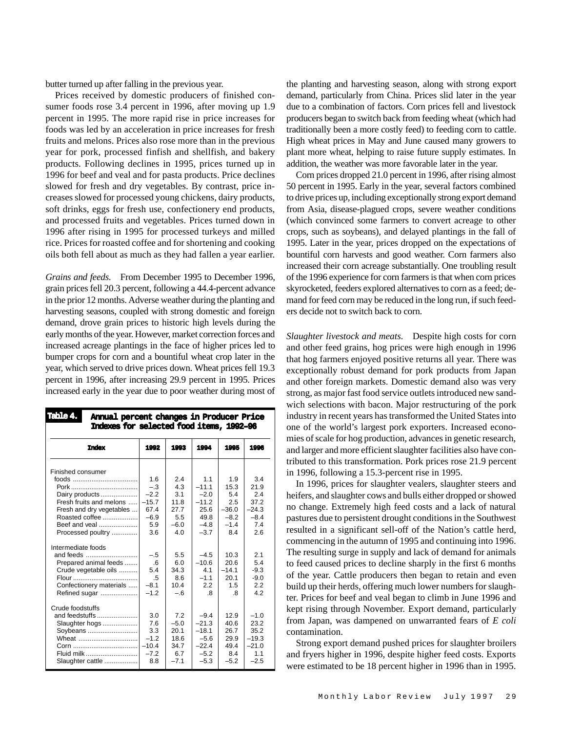butter turned up after falling in the previous year.

Prices received by domestic producers of finished consumer foods rose 3.4 percent in 1996, after moving up 1.9 percent in 1995. The more rapid rise in price increases for foods was led by an acceleration in price increases for fresh fruits and melons. Prices also rose more than in the previous year for pork, processed finfish and shellfish, and bakery products. Following declines in 1995, prices turned up in 1996 for beef and veal and for pasta products. Price declines slowed for fresh and dry vegetables. By contrast, price increases slowed for processed young chickens, dairy products, soft drinks, eggs for fresh use, confectionery end products, and processed fruits and vegetables. Prices turned down in 1996 after rising in 1995 for processed turkeys and milled rice. Prices for roasted coffee and for shortening and cooking oils both fell about as much as they had fallen a year earlier.

*Grains and feeds.* From December 1995 to December 1996, grain prices fell 20.3 percent, following a 44.4-percent advance in the prior 12 months. Adverse weather during the planting and harvesting seasons, coupled with strong domestic and foreign demand, drove grain prices to historic high levels during the early months of the year. However, market correction forces and increased acreage plantings in the face of higher prices led to bumper crops for corn and a bountiful wheat crop later in the year, which served to drive prices down. Wheat prices fell 19.3 percent in 1996, after increasing 29.9 percent in 1995. Prices increased early in the year due to poor weather during most of

**Table 4. Annual percent changes in Producer Price Indexes for selected food items, 1992–96**

| Index | 1992 | 1993 | 1994 | 1995 | 1996 |
|---|---|---|---|---|---|
| Finished consumer foods | 1.6 | 2.4 | 1.1 | 1.9 | 3.4 |
| Pork | –.3 | 4.3 | –11.1 | 15.3 | 21.9 |
| Dairy products | –2.2 | 3.1 | –2.0 | 5.4 | 2.4 |
| Fresh fruits and melons | –15.7 | 11.8 | –11.2 | 2.5 | 37.2 |
| Fresh and dry vegetables | 67.4 | 27.7 | 25.6 | –36.0 | –24.3 |
| Roasted coffee | –6.9 | 5.5 | 49.8 | –8.2 | –8.4 |
| Beef and veal | 5.9 | –6.0 | –4.8 | –1.4 | 7.4 |
| Processed poultry | 3.6 | 4.0 | –3.7 | 8.4 | 2.6 |
| Intermediate foods and feeds | –.5 | 5.5 | –4.5 | 10.3 | 2.1 |
| Prepared animal feeds | .6 | 6.0 | –10.6 | 20.6 | 5.4 |
| Crude vegetable oils | 5.4 | 34.3 | 4.1 | –14.1 | -9.3 |
| Flour | .5 | 8.6 | –1.1 | 20.1 | -9.0 |
| Confectionery materials | –8.1 | 10.4 | 2.2 | 1.5 | 2.2 |
| Refined sugar | –1.2 | –.6 | .8 | .8 | 4.2 |
| Crude foodstuffs and feedstuffs | 3.0 | 7.2 | –9.4 | 12.9 | –1.0 |
| Slaughter hogs | 7.6 | –5.0 | –21.3 | 40.6 | 23.2 |
| Soybeans | 3.3 | 20.1 | –18.1 | 26.7 | 35.2 |
| Wheat | –1.2 | 18.6 | –5.6 | 29.9 | –19.3 |
| Corn | –10.4 | 34.7 | –22.4 | 49.4 | –21.0 |
| Fluid milk | –7.2 | 6.7 | –5.2 | 8.4 | 1.1 |
| Slaughter cattle | 8.8 | –7.1 | –5.3 | –5.2 | –2.5 |

the planting and harvesting season, along with strong export demand, particularly from China. Prices slid later in the year due to a combination of factors. Corn prices fell and livestock producers began to switch back from feeding wheat (which had traditionally been a more costly feed) to feeding corn to cattle. High wheat prices in May and June caused many growers to plant more wheat, helping to raise future supply estimates. In addition, the weather was more favorable later in the year.

Corn prices dropped 21.0 percent in 1996, after rising almost 50 percent in 1995. Early in the year, several factors combined to drive prices up, including exceptionally strong export demand from Asia, disease-plagued crops, severe weather conditions (which convinced some farmers to convert acreage to other crops, such as soybeans), and delayed plantings in the fall of 1995. Later in the year, prices dropped on the expectations of bountiful corn harvests and good weather. Corn farmers also increased their corn acreage substantially. One troubling result of the 1996 experience for corn farmers is that when corn prices skyrocketed, feeders explored alternatives to corn as a feed; demand for feed corn may be reduced in the long run, if such feeders decide not to switch back to corn.

*Slaughter livestock and meats.* Despite high costs for corn and other feed grains, hog prices were high enough in 1996 that hog farmers enjoyed positive returns all year. There was exceptionally robust demand for pork products from Japan and other foreign markets. Domestic demand also was very strong, as major fast food service outlets introduced new sandwich selections with bacon. Major restructuring of the pork industry in recent years has transformed the United States into one of the world's largest pork exporters. Increased economies of scale for hog production, advances in genetic research, and larger and more efficient slaughter facilities also have contributed to this transformation. Pork prices rose 21.9 percent in 1996, following a 15.3-percent rise in 1995.

In 1996, prices for slaughter vealers, slaughter steers and heifers, and slaughter cows and bulls either dropped or showed no change. Extremely high feed costs and a lack of natural pastures due to persistent drought conditions in the Southwest resulted in a significant sell-off of the Nation's cattle herd, commencing in the autumn of 1995 and continuing into 1996. The resulting surge in supply and lack of demand for animals to feed caused prices to decline sharply in the first 6 months of the year. Cattle producers then began to retain and even build up their herds, offering much lower numbers for slaughter. Prices for beef and veal began to climb in June 1996 and kept rising through November. Export demand, particularly from Japan, was dampened on unwarranted fears of *E coli* contamination.

Strong export demand pushed prices for slaughter broilers and fryers higher in 1996, despite higher feed costs. Exports were estimated to be 18 percent higher in 1996 than in 1995.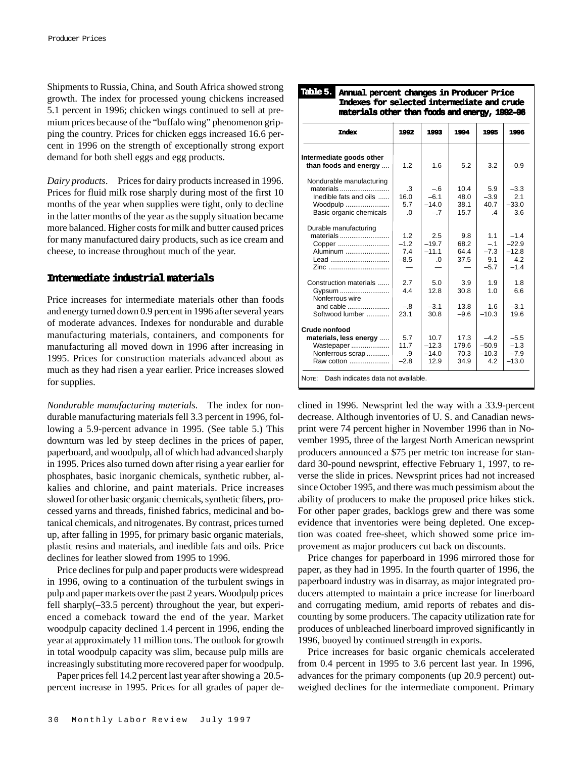Shipments to Russia, China, and South Africa showed strong growth. The index for processed young chickens increased 5.1 percent in 1996; chicken wings continued to sell at premium prices because of the "buffalo wing" phenomenon gripping the country. Prices for chicken eggs increased 16.6 percent in 1996 on the strength of exceptionally strong export demand for both shell eggs and egg products.

*Dairy products*. Prices for dairy products increased in 1996. Prices for fluid milk rose sharply during most of the first 10 months of the year when supplies were tight, only to decline in the latter months of the year as the supply situation became more balanced. Higher costs for milk and butter caused prices for many manufactured dairy products, such as ice cream and cheese, to increase throughout much of the year.

## Intermediate industrial materials

Price increases for intermediate materials other than foods and energy turned down 0.9 percent in 1996 after several years of moderate advances. Indexes for nondurable and durable manufacturing materials, containers, and components for manufacturing all moved down in 1996 after increasing in 1995. Prices for construction materials advanced about as much as they had risen a year earlier. Price increases slowed for supplies.

*Nondurable manufacturing materials*. The index for nondurable manufacturing materials fell 3.3 percent in 1996, following a 5.9-percent advance in 1995. (See table 5.) This downturn was led by steep declines in the prices of paper, paperboard, and woodpulp, all of which had advanced sharply in 1995. Prices also turned down after rising a year earlier for phosphates, basic inorganic chemicals, synthetic rubber, alkalies and chlorine, and paint materials. Price increases slowed for other basic organic chemicals, synthetic fibers, processed yarns and threads, finished fabrics, medicinal and botanical chemicals, and nitrogenates. By contrast, prices turned up, after falling in 1995, for primary basic organic materials, plastic resins and materials, and inedible fats and oils. Price declines for leather slowed from 1995 to 1996.

Price declines for pulp and paper products were widespread in 1996, owing to a continuation of the turbulent swings in pulp and paper markets over the past 2 years. Woodpulp prices fell sharply(–33.5 percent) throughout the year, but experienced a comeback toward the end of the year. Market woodpulp capacity declined 1.4 percent in 1996, ending the year at approximately 11 million tons. The outlook for growth in total woodpulp capacity was slim, because pulp mills are increasingly substituting more recovered paper for woodpulp.

Paper prices fell 14.2 percent last year after showing a 20.5-percent increase in 1995. Prices for all grades of paper declined in 1996. Newsprint led the way with a 33.9-percent decrease. Although inventories of U. S. and Canadian newsprint were 74 percent higher in November 1996 than in November 1995, three of the largest North American newsprint producers announced a $75 per metric ton increase for standard 30-pound newsprint, effective February 1, 1997, to reverse the slide in prices. Newsprint prices had not increased since October 1995, and there was much pessimism about the ability of producers to make the proposed price hikes stick. For other paper grades, backlogs grew and there was some evidence that inventories were being depleted. One exception was coated free-sheet, which showed some price improvement as major producers cut back on discounts.

Price changes for paperboard in 1996 mirrored those for paper, as they had in 1995. In the fourth quarter of 1996, the paperboard industry was in disarray, as major integrated producers attempted to maintain a price increase for linerboard and corrugating medium, amid reports of rebates and discounting by some producers. The capacity utilization rate for produces of unbleached linerboard improved significantly in 1996, buoyed by continued strength in exports.

Price increases for basic organic chemicals accelerated from 0.4 percent in 1995 to 3.6 percent last year. In 1996, advances for the primary components (up 20.9 percent) outweighed declines for the intermediate component. Primary

**Table 5. Annual percent changes in Producer Price Indexes for selected intermediate and crude materials other than foods and energy, 1992–96**

| Index | 1992 | 1993 | 1994 | 1995 | 1996 |
|---|---|---|---|---|---|
| **Intermediate goods other than foods and energy** | 1.2 | 1.6 | 5.2 | 3.2 | –0.9 |
| Nondurable manufacturing materials | .3 | –.6 | 10.4 | 5.9 | –3.3 |
| Inedible fats and oils | 16.0 | –6.1 | 48.0 | –3.9 | 2.1 |
| Woodpulp | 5.7 | –14.0 | 38.1 | 40.7 | –33.0 |
| Basic organic chemicals | .0 | –.7 | 15.7 | .4 | 3.6 |
| Durable manufacturing materials | 1.2 | 2.5 | 9.8 | 1.1 | –1.4 |
| Copper | –1.2 | –19.7 | 68.2 | –.1 | –22.9 |
| Aluminum | 7.4 | –11.1 | 64.4 | –7.3 | –12.8 |
| Lead | –8.5 | .0 | 37.5 | 9.1 | 4.2 |
| Zinc | — | — | — | –5.7 | –1.4 |
| Construction materials | 2.7 | 5.0 | 3.9 | 1.9 | 1.8 |
| Gypsum | 4.4 | 12.8 | 30.8 | 1.0 | 6.6 |
| Nonferrous wire and cable | –.8 | –3.1 | 13.8 | 1.6 | –3.1 |
| Softwood lumber | 23.1 | 30.8 | –9.6 | –10.3 | 19.6 |
| **Crude nonfood materials, less energy** | 5.7 | 10.7 | 17.3 | –4.2 | –5.5 |
| Wastepaper | 11.7 | –12.3 | 179.6 | –50.9 | –1.3 |
| Nonferrous scrap | .9 | –14.0 | 70.3 | –10.3 | –7.9 |
| Raw cotton | –2.8 | 12.9 | 34.9 | 4.2 | –13.0 |

NOTE: Dash indicates data not available.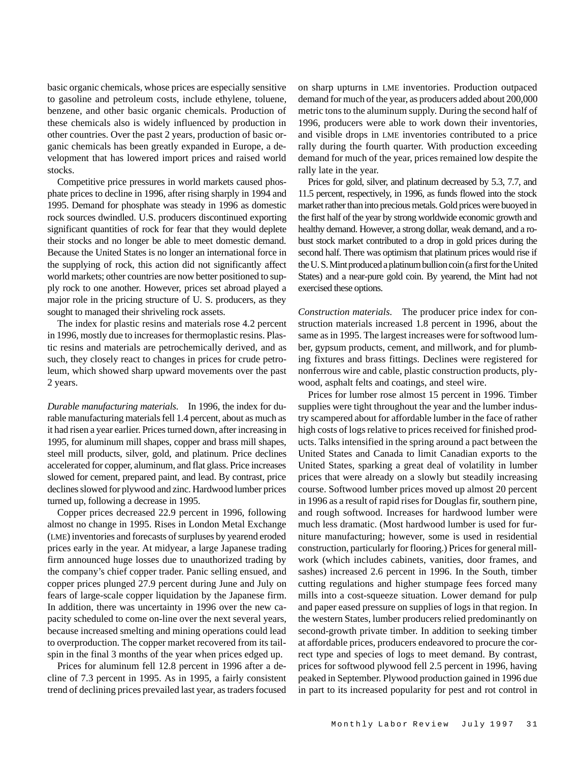basic organic chemicals, whose prices are especially sensitive to gasoline and petroleum costs, include ethylene, toluene, benzene, and other basic organic chemicals. Production of these chemicals also is widely influenced by production in other countries. Over the past 2 years, production of basic organic chemicals has been greatly expanded in Europe, a development that has lowered import prices and raised world stocks.

Competitive price pressures in world markets caused phosphate prices to decline in 1996, after rising sharply in 1994 and 1995. Demand for phosphate was steady in 1996 as domestic rock sources dwindled. U.S. producers discontinued exporting significant quantities of rock for fear that they would deplete their stocks and no longer be able to meet domestic demand. Because the United States is no longer an international force in the supplying of rock, this action did not significantly affect world markets; other countries are now better positioned to supply rock to one another. However, prices set abroad played a major role in the pricing structure of U. S. producers, as they sought to managed their shriveling rock assets.

The index for plastic resins and materials rose 4.2 percent in 1996, mostly due to increases for thermoplastic resins. Plastic resins and materials are petrochemically derived, and as such, they closely react to changes in prices for crude petroleum, which showed sharp upward movements over the past 2 years.

*Durable manufacturing materials.* In 1996, the index for durable manufacturing materials fell 1.4 percent, about as much as it had risen a year earlier. Prices turned down, after increasing in 1995, for aluminum mill shapes, copper and brass mill shapes, steel mill products, silver, gold, and platinum. Price declines accelerated for copper, aluminum, and flat glass. Price increases slowed for cement, prepared paint, and lead. By contrast, price declines slowed for plywood and zinc. Hardwood lumber prices turned up, following a decrease in 1995.

Copper prices decreased 22.9 percent in 1996, following almost no change in 1995. Rises in London Metal Exchange (LME) inventories and forecasts of surpluses by yearend eroded prices early in the year. At midyear, a large Japanese trading firm announced huge losses due to unauthorized trading by the company's chief copper trader. Panic selling ensued, and copper prices plunged 27.9 percent during June and July on fears of large-scale copper liquidation by the Japanese firm. In addition, there was uncertainty in 1996 over the new capacity scheduled to come on-line over the next several years, because increased smelting and mining operations could lead to overproduction. The copper market recovered from its tailspin in the final 3 months of the year when prices edged up.

Prices for aluminum fell 12.8 percent in 1996 after a decline of 7.3 percent in 1995. As in 1995, a fairly consistent trend of declining prices prevailed last year, as traders focused on sharp upturns in LME inventories. Production outpaced demand for much of the year, as producers added about 200,000 metric tons to the aluminum supply. During the second half of 1996, producers were able to work down their inventories, and visible drops in LME inventories contributed to a price rally during the fourth quarter. With production exceeding demand for much of the year, prices remained low despite the rally late in the year.

Prices for gold, silver, and platinum decreased by 5.3, 7.7, and 11.5 percent, respectively, in 1996, as funds flowed into the stock market rather than into precious metals. Gold prices were buoyed in the first half of the year by strong worldwide economic growth and healthy demand. However, a strong dollar, weak demand, and a robust stock market contributed to a drop in gold prices during the second half. There was optimism that platinum prices would rise if the U. S. Mint produced a platinum bullion coin (a first for the United States) and a near-pure gold coin. By yearend, the Mint had not exercised these options.

*Construction materials.* The producer price index for construction materials increased 1.8 percent in 1996, about the same as in 1995. The largest increases were for softwood lumber, gypsum products, cement, and millwork, and for plumbing fixtures and brass fittings. Declines were registered for nonferrous wire and cable, plastic construction products, plywood, asphalt felts and coatings, and steel wire.

Prices for lumber rose almost 15 percent in 1996. Timber supplies were tight throughout the year and the lumber industry scampered about for affordable lumber in the face of rather high costs of logs relative to prices received for finished products. Talks intensified in the spring around a pact between the United States and Canada to limit Canadian exports to the United States, sparking a great deal of volatility in lumber prices that were already on a slowly but steadily increasing course. Softwood lumber prices moved up almost 20 percent in 1996 as a result of rapid rises for Douglas fir, southern pine, and rough softwood. Increases for hardwood lumber were much less dramatic. (Most hardwood lumber is used for furniture manufacturing; however, some is used in residential construction, particularly for flooring.) Prices for general millwork (which includes cabinets, vanities, door frames, and sashes) increased 2.6 percent in 1996. In the South, timber cutting regulations and higher stumpage fees forced many mills into a cost-squeeze situation. Lower demand for pulp and paper eased pressure on supplies of logs in that region. In the western States, lumber producers relied predominantly on second-growth private timber. In addition to seeking timber at affordable prices, producers endeavored to procure the correct type and species of logs to meet demand. By contrast, prices for softwood plywood fell 2.5 percent in 1996, having peaked in September. Plywood production gained in 1996 due in part to its increased popularity for pest and rot control in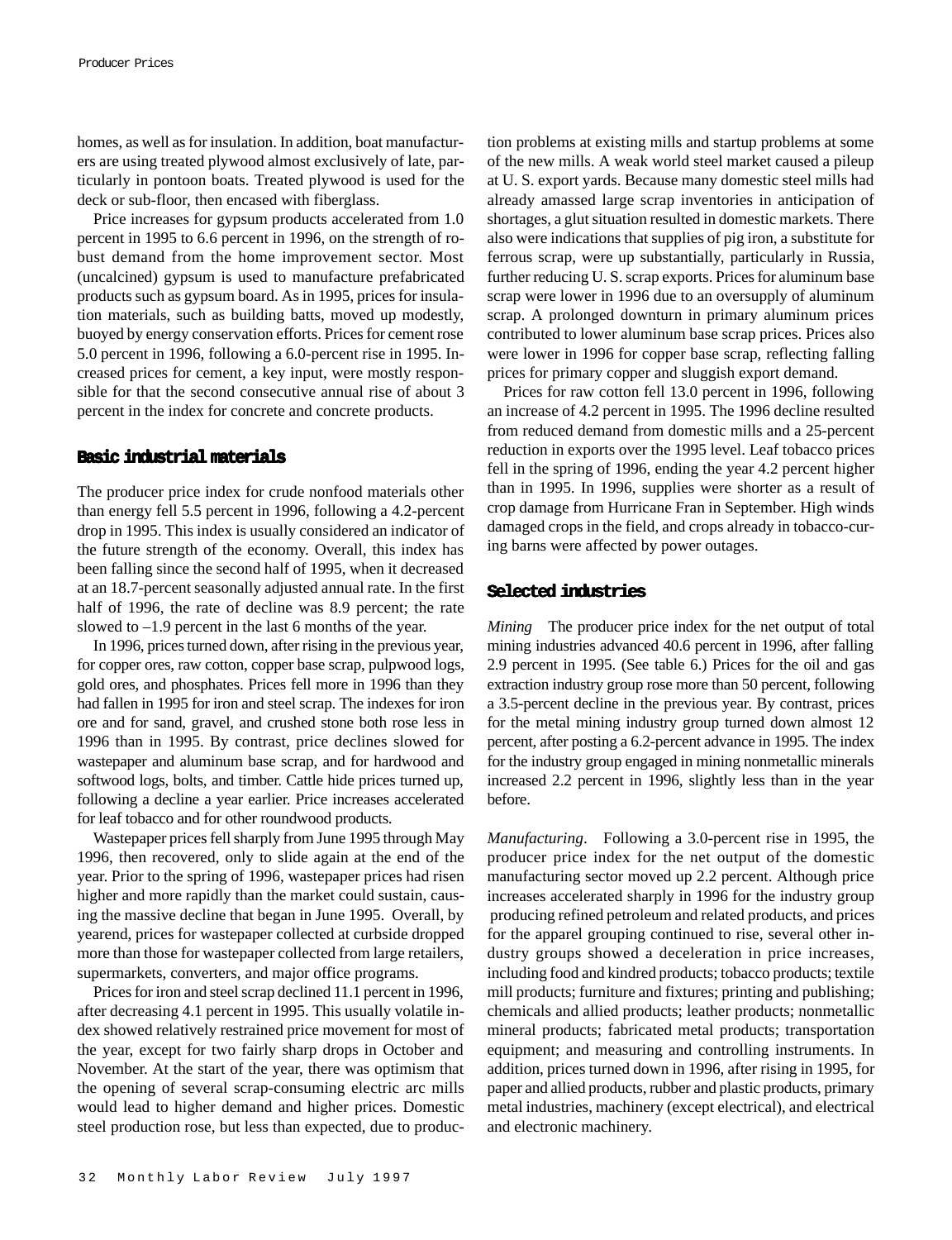homes, as well as for insulation. In addition, boat manufacturers are using treated plywood almost exclusively of late, particularly in pontoon boats. Treated plywood is used for the deck or sub-floor, then encased with fiberglass.

Price increases for gypsum products accelerated from 1.0 percent in 1995 to 6.6 percent in 1996, on the strength of robust demand from the home improvement sector. Most (uncalcined) gypsum is used to manufacture prefabricated products such as gypsum board. As in 1995, prices for insulation materials, such as building batts, moved up modestly, buoyed by energy conservation efforts. Prices for cement rose 5.0 percent in 1996, following a 6.0-percent rise in 1995. Increased prices for cement, a key input, were mostly responsible for that the second consecutive annual rise of about 3 percent in the index for concrete and concrete products.

## Basic industrial materials

The producer price index for crude nonfood materials other than energy fell 5.5 percent in 1996, following a 4.2-percent drop in 1995. This index is usually considered an indicator of the future strength of the economy. Overall, this index has been falling since the second half of 1995, when it decreased at an 18.7-percent seasonally adjusted annual rate. In the first half of 1996, the rate of decline was 8.9 percent; the rate slowed to –1.9 percent in the last 6 months of the year.

In 1996, prices turned down, after rising in the previous year, for copper ores, raw cotton, copper base scrap, pulpwood logs, gold ores, and phosphates. Prices fell more in 1996 than they had fallen in 1995 for iron and steel scrap. The indexes for iron ore and for sand, gravel, and crushed stone both rose less in 1996 than in 1995. By contrast, price declines slowed for wastepaper and aluminum base scrap, and for hardwood and softwood logs, bolts, and timber. Cattle hide prices turned up, following a decline a year earlier. Price increases accelerated for leaf tobacco and for other roundwood products.

Wastepaper prices fell sharply from June 1995 through May 1996, then recovered, only to slide again at the end of the year. Prior to the spring of 1996, wastepaper prices had risen higher and more rapidly than the market could sustain, causing the massive decline that began in June 1995. Overall, by yearend, prices for wastepaper collected at curbside dropped more than those for wastepaper collected from large retailers, supermarkets, converters, and major office programs.

Prices for iron and steel scrap declined 11.1 percent in 1996, after decreasing 4.1 percent in 1995. This usually volatile index showed relatively restrained price movement for most of the year, except for two fairly sharp drops in October and November. At the start of the year, there was optimism that the opening of several scrap-consuming electric arc mills would lead to higher demand and higher prices. Domestic steel production rose, but less than expected, due to production problems at existing mills and startup problems at some of the new mills. A weak world steel market caused a pileup at U. S. export yards. Because many domestic steel mills had already amassed large scrap inventories in anticipation of shortages, a glut situation resulted in domestic markets. There also were indications that supplies of pig iron, a substitute for ferrous scrap, were up substantially, particularly in Russia, further reducing U. S. scrap exports. Prices for aluminum base scrap were lower in 1996 due to an oversupply of aluminum scrap. A prolonged downturn in primary aluminum prices contributed to lower aluminum base scrap prices. Prices also were lower in 1996 for copper base scrap, reflecting falling prices for primary copper and sluggish export demand.

Prices for raw cotton fell 13.0 percent in 1996, following an increase of 4.2 percent in 1995. The 1996 decline resulted from reduced demand from domestic mills and a 25-percent reduction in exports over the 1995 level. Leaf tobacco prices fell in the spring of 1996, ending the year 4.2 percent higher than in 1995. In 1996, supplies were shorter as a result of crop damage from Hurricane Fran in September. High winds damaged crops in the field, and crops already in tobacco-curing barns were affected by power outages.

## Selected industries

*Mining* The producer price index for the net output of total mining industries advanced 40.6 percent in 1996, after falling 2.9 percent in 1995. (See table 6.) Prices for the oil and gas extraction industry group rose more than 50 percent, following a 3.5-percent decline in the previous year. By contrast, prices for the metal mining industry group turned down almost 12 percent, after posting a 6.2-percent advance in 1995. The index for the industry group engaged in mining nonmetallic minerals increased 2.2 percent in 1996, slightly less than in the year before.

*Manufacturing*. Following a 3.0-percent rise in 1995, the producer price index for the net output of the domestic manufacturing sector moved up 2.2 percent. Although price increases accelerated sharply in 1996 for the industry group producing refined petroleum and related products, and prices for the apparel grouping continued to rise, several other industry groups showed a deceleration in price increases, including food and kindred products; tobacco products; textile mill products; furniture and fixtures; printing and publishing; chemicals and allied products; leather products; nonmetallic mineral products; fabricated metal products; transportation equipment; and measuring and controlling instruments. In addition, prices turned down in 1996, after rising in 1995, for paper and allied products, rubber and plastic products, primary metal industries, machinery (except electrical), and electrical and electronic machinery.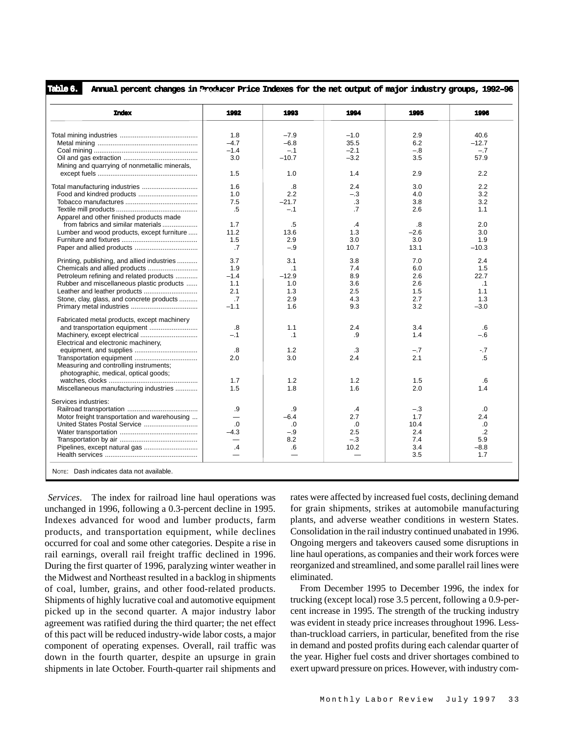**Table 6. Annual percent changes in Producer Price Indexes for the net output of major industry groups, 1992–96**

| Index | 1992 | 1993 | 1994 | 1995 | 1996 |
|---|---|---|---|---|---|
| Total mining industries | 1.8 | –7.9 | –1.0 | 2.9 | 40.6 |
| Metal mining | –4.7 | –6.8 | 35.5 | 6.2 | –12.7 |
| Coal mining | –1.4 | –.1 | –2.1 | –.8 | –.7 |
| Oil and gas extraction | 3.0 | –10.7 | –3.2 | 3.5 | 57.9 |
| Mining and quarrying of nonmetallic minerals, except fuels | 1.5 | 1.0 | 1.4 | 2.9 | 2.2 |
| Total manufacturing industries | 1.6 | .8 | 2.4 | 3.0 | 2.2 |
| Food and kindred products | 1.0 | 2.2 | –.3 | 4.0 | 3.2 |
| Tobacco manufactures | 7.5 | –21.7 | .3 | 3.8 | 3.2 |
| Textile mill products | .5 | –.1 | .7 | 2.6 | 1.1 |
| Apparel and other finished products made from fabrics and similar materials | 1.7 | .5 | .4 | .8 | 2.0 |
| Lumber and wood products, except furniture | 11.2 | 13.6 | 1.3 | –2.6 | 3.0 |
| Furniture and fixtures | 1.5 | 2.9 | 3.0 | 3.0 | 1.9 |
| Paper and allied products | .7 | –.9 | 10.7 | 13.1 | –10.3 |
| Printing, publishing, and allied industries | 3.7 | 3.1 | 3.8 | 7.0 | 2.4 |
| Chemicals and allied products | 1.9 | .1 | 7.4 | 6.0 | 1.5 |
| Petroleum refining and related products | –1.4 | –12.9 | 8.9 | 2.6 | 22.7 |
| Rubber and miscellaneous plastic products | 1.1 | 1.0 | 3.6 | 2.6 | .1 |
| Leather and leather products | 2.1 | 1.3 | 2.5 | 1.5 | 1.1 |
| Stone, clay, glass, and concrete products | .7 | 2.9 | 4.3 | 2.7 | 1.3 |
| Primary metal industries | –1.1 | 1.6 | 9.3 | 3.2 | –3.0 |
| Fabricated metal products, except machinery and transportation equipment | .8 | 1.1 | 2.4 | 3.4 | .6 |
| Machinery, except electrical | –.1 | .1 | .9 | 1.4 | –.6 |
| Electrical and electronic machinery, equipment, and supplies | .8 | 1.2 | .3 | –.7 | -.7 |
| Transportation equipment | 2.0 | 3.0 | 2.4 | 2.1 | .5 |
| Measuring and controlling instruments; photographic, medical, optical goods; watches, clocks | 1.7 | 1.2 | 1.2 | 1.5 | .6 |
| Miscellaneous manufacturing industries | 1.5 | 1.8 | 1.6 | 2.0 | 1.4 |
| Services industries: | | | | | |
| Railroad transportation | .9 | .9 | .4 | –.3 | .0 |
| Motor freight transportation and warehousing | — | –6.4 | 2.7 | 1.7 | 2.4 |
| United States Postal Service | .0 | .0 | .0 | 10.4 | .0 |
| Water transportation | –4.3 | –.9 | 2.5 | 2.4 | .2 |
| Transportation by air | — | 8.2 | –.3 | 7.4 | 5.9 |
| Pipelines, except natural gas | .4 | .6 | 10.2 | 3.4 | –8.8 |
| Health services | — | — | — | 3.5 | 1.7 |

NOTE: Dash indicates data not available.

*Services*. The index for railroad line haul operations was unchanged in 1996, following a 0.3-percent decline in 1995. Indexes advanced for wood and lumber products, farm products, and transportation equipment, while declines occurred for coal and some other categories. Despite a rise in rail earnings, overall rail freight traffic declined in 1996. During the first quarter of 1996, paralyzing winter weather in the Midwest and Northeast resulted in a backlog in shipments of coal, lumber, grains, and other food-related products. Shipments of highly lucrative coal and automotive equipment picked up in the second quarter. A major industry labor agreement was ratified during the third quarter; the net effect of this pact will be reduced industry-wide labor costs, a major component of operating expenses. Overall, rail traffic was down in the fourth quarter, despite an upsurge in grain shipments in late October. Fourth-quarter rail shipments and rates were affected by increased fuel costs, declining demand for grain shipments, strikes at automobile manufacturing plants, and adverse weather conditions in western States. Consolidation in the rail industry continued unabated in 1996. Ongoing mergers and takeovers caused some disruptions in line haul operations, as companies and their work forces were reorganized and streamlined, and some parallel rail lines were eliminated.

From December 1995 to December 1996, the index for trucking (except local) rose 3.5 percent, following a 0.9-percent increase in 1995. The strength of the trucking industry was evident in steady price increases throughout 1996. Less-than-truckload carriers, in particular, benefited from the rise in demand and posted profits during each calendar quarter of the year. Higher fuel costs and driver shortages combined to exert upward pressure on prices. However, with industry com-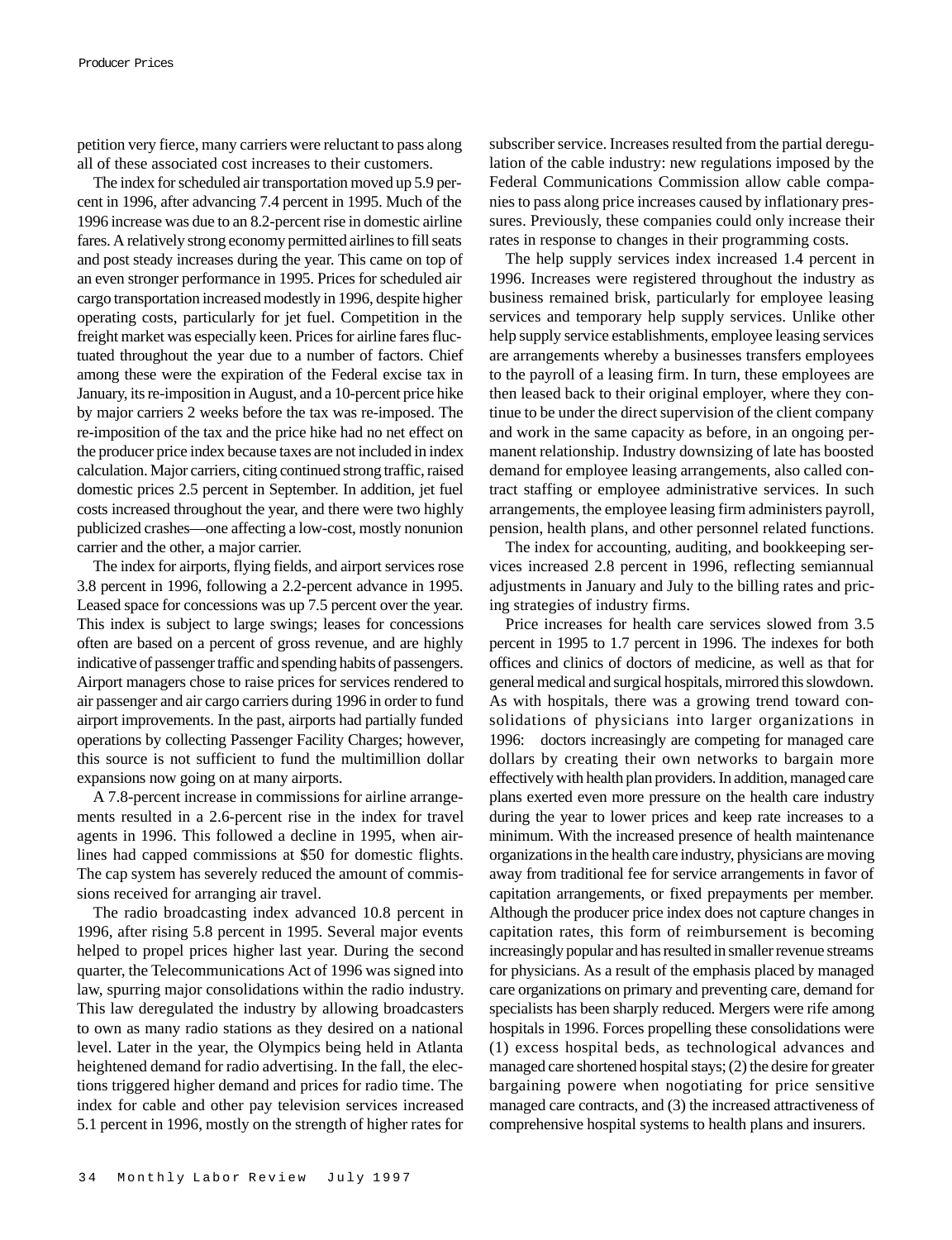petition very fierce, many carriers were reluctant to pass along all of these associated cost increases to their customers.

The index for scheduled air transportation moved up 5.9 percent in 1996, after advancing 7.4 percent in 1995. Much of the 1996 increase was due to an 8.2-percent rise in domestic airline fares. A relatively strong economy permitted airlines to fill seats and post steady increases during the year. This came on top of an even stronger performance in 1995. Prices for scheduled air cargo transportation increased modestly in 1996, despite higher operating costs, particularly for jet fuel. Competition in the freight market was especially keen. Prices for airline fares fluctuated throughout the year due to a number of factors. Chief among these were the expiration of the Federal excise tax in January, its re-imposition in August, and a 10-percent price hike by major carriers 2 weeks before the tax was re-imposed. The re-imposition of the tax and the price hike had no net effect on the producer price index because taxes are not included in index calculation. Major carriers, citing continued strong traffic, raised domestic prices 2.5 percent in September. In addition, jet fuel costs increased throughout the year, and there were two highly publicized crashes—one affecting a low-cost, mostly nonunion carrier and the other, a major carrier.

The index for airports, flying fields, and airport services rose 3.8 percent in 1996, following a 2.2-percent advance in 1995. Leased space for concessions was up 7.5 percent over the year. This index is subject to large swings; leases for concessions often are based on a percent of gross revenue, and are highly indicative of passenger traffic and spending habits of passengers. Airport managers chose to raise prices for services rendered to air passenger and air cargo carriers during 1996 in order to fund airport improvements. In the past, airports had partially funded operations by collecting Passenger Facility Charges; however, this source is not sufficient to fund the multimillion dollar expansions now going on at many airports.

A 7.8-percent increase in commissions for airline arrangements resulted in a 2.6-percent rise in the index for travel agents in 1996. This followed a decline in 1995, when airlines had capped commissions at $50 for domestic flights. The cap system has severely reduced the amount of commissions received for arranging air travel.

The radio broadcasting index advanced 10.8 percent in 1996, after rising 5.8 percent in 1995. Several major events helped to propel prices higher last year. During the second quarter, the Telecommunications Act of 1996 was signed into law, spurring major consolidations within the radio industry. This law deregulated the industry by allowing broadcasters to own as many radio stations as they desired on a national level. Later in the year, the Olympics being held in Atlanta heightened demand for radio advertising. In the fall, the elections triggered higher demand and prices for radio time. The index for cable and other pay television services increased 5.1 percent in 1996, mostly on the strength of higher rates for subscriber service. Increases resulted from the partial deregulation of the cable industry: new regulations imposed by the Federal Communications Commission allow cable companies to pass along price increases caused by inflationary pressures. Previously, these companies could only increase their rates in response to changes in their programming costs.

The help supply services index increased 1.4 percent in 1996. Increases were registered throughout the industry as business remained brisk, particularly for employee leasing services and temporary help supply services. Unlike other help supply service establishments, employee leasing services are arrangements whereby a businesses transfers employees to the payroll of a leasing firm. In turn, these employees are then leased back to their original employer, where they continue to be under the direct supervision of the client company and work in the same capacity as before, in an ongoing permanent relationship. Industry downsizing of late has boosted demand for employee leasing arrangements, also called contract staffing or employee administrative services. In such arrangements, the employee leasing firm administers payroll, pension, health plans, and other personnel related functions.

The index for accounting, auditing, and bookkeeping services increased 2.8 percent in 1996, reflecting semiannual adjustments in January and July to the billing rates and pricing strategies of industry firms.

Price increases for health care services slowed from 3.5 percent in 1995 to 1.7 percent in 1996. The indexes for both offices and clinics of doctors of medicine, as well as that for general medical and surgical hospitals, mirrored this slowdown. As with hospitals, there was a growing trend toward consolidations of physicians into larger organizations in 1996: doctors increasingly are competing for managed care dollars by creating their own networks to bargain more effectively with health plan providers. In addition, managed care plans exerted even more pressure on the health care industry during the year to lower prices and keep rate increases to a minimum. With the increased presence of health maintenance organizations in the health care industry, physicians are moving away from traditional fee for service arrangements in favor of capitation arrangements, or fixed prepayments per member. Although the producer price index does not capture changes in capitation rates, this form of reimbursement is becoming increasingly popular and has resulted in smaller revenue streams for physicians. As a result of the emphasis placed by managed care organizations on primary and preventing care, demand for specialists has been sharply reduced. Mergers were rife among hospitals in 1996. Forces propelling these consolidations were (1) excess hospital beds, as technological advances and managed care shortened hospital stays; (2) the desire for greater bargaining powere when nogotiating for price sensitive managed care contracts, and (3) the increased attractiveness of comprehensive hospital systems to health plans and insurers.